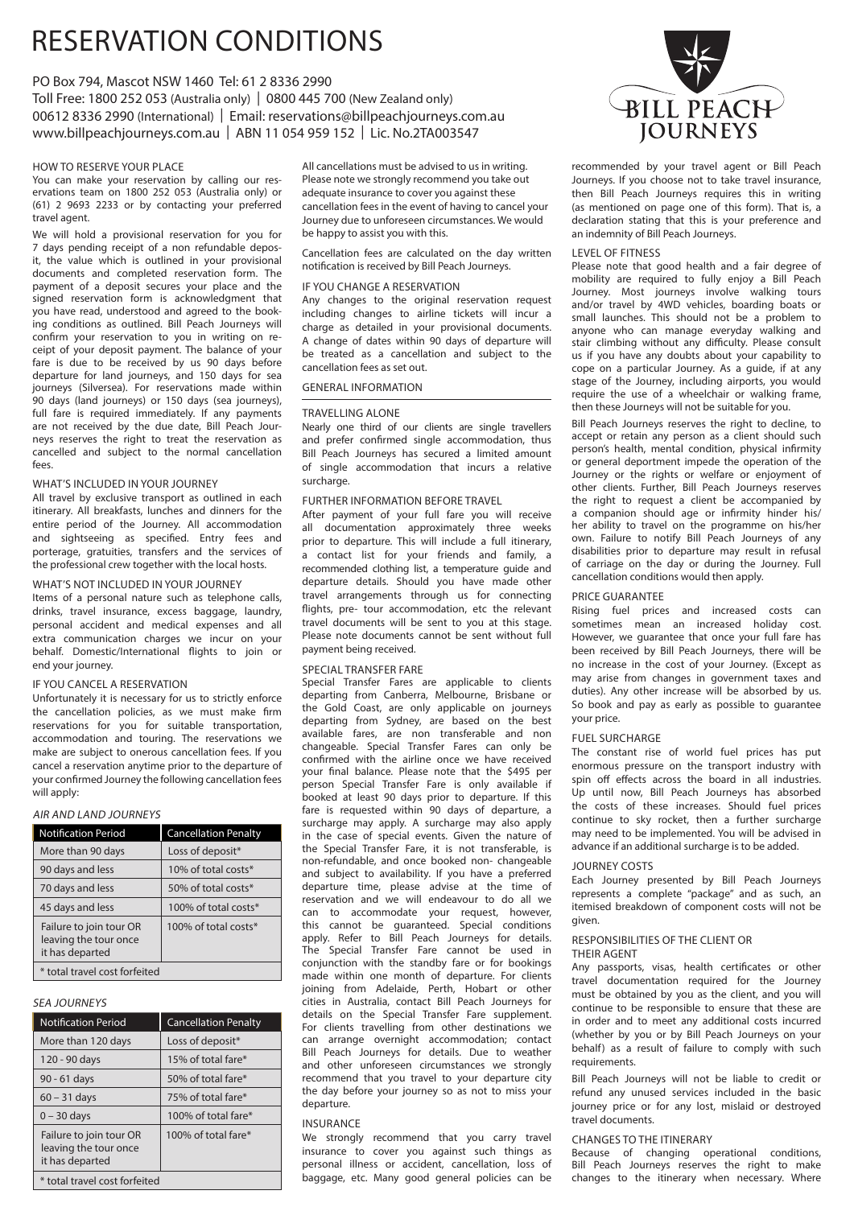# RESERVATION CONDITIONS

PO Box 794, Mascot NSW 1460 Tel: 61 2 8336 2990
Toll Free: 1800 252 053 (Australia only) | 0800 445 700 (New Zealand only)
00612 8336 2990 (International) | Email: reservations@billpeachjourneys.com.au
www.billpeachjourneys.com.au | ABN 11 054 959 152 | Lic. No.2TA003547

BILL PEACH JOURNEYS

## HOW TO RESERVE YOUR PLACE

You can make your reservation by calling our reservations team on 1800 252 053 (Australia only) or (61) 2 9693 2233 or by contacting your preferred travel agent.

We will hold a provisional reservation for you for 7 days pending receipt of a non refundable deposit, the value which is outlined in your provisional documents and completed reservation form. The payment of a deposit secures your place and the signed reservation form is acknowledgment that you have read, understood and agreed to the booking conditions as outlined. Bill Peach Journeys will confirm your reservation to you in writing on receipt of your deposit payment. The balance of your fare is due to be received by us 90 days before departure for land journeys, and 150 days for sea journeys (Silversea). For reservations made within 90 days (land journeys) or 150 days (sea journeys), full fare is required immediately. If any payments are not received by the due date, Bill Peach Journeys reserves the right to treat the reservation as cancelled and subject to the normal cancellation fees.

## WHAT'S INCLUDED IN YOUR JOURNEY

All travel by exclusive transport as outlined in each itinerary. All breakfasts, lunches and dinners for the entire period of the Journey. All accommodation and sightseeing as specified. Entry fees and porterage, gratuities, transfers and the services of the professional crew together with the local hosts.

## WHAT'S NOT INCLUDED IN YOUR JOURNEY

Items of a personal nature such as telephone calls, drinks, travel insurance, excess baggage, laundry, personal accident and medical expenses and all extra communication charges we incur on your behalf. Domestic/International flights to join or end your journey.

## IF YOU CANCEL A RESERVATION

Unfortunately it is necessary for us to strictly enforce the cancellation policies, as we must make firm reservations for you for suitable transportation, accommodation and touring. The reservations we make are subject to onerous cancellation fees. If you cancel a reservation anytime prior to the departure of your confirmed Journey the following cancellation fees will apply:

*AIR AND LAND JOURNEYS*

| Notification Period | Cancellation Penalty |
|---|---|
| More than 90 days | Loss of deposit* |
| 90 days and less | 10% of total costs* |
| 70 days and less | 50% of total costs* |
| 45 days and less | 100% of total costs* |
| Failure to join tour OR leaving the tour once it has departed | 100% of total costs* |
| * total travel cost forfeited | |

*SEA JOURNEYS*

| Notification Period | Cancellation Penalty |
|---|---|
| More than 120 days | Loss of deposit* |
| 120 - 90 days | 15% of total fare* |
| 90 - 61 days | 50% of total fare* |
| 60 – 31 days | 75% of total fare* |
| 0 – 30 days | 100% of total fare* |
| Failure to join tour OR leaving the tour once it has departed | 100% of total fare* |
| * total travel cost forfeited | |

All cancellations must be advised to us in writing. Please note we strongly recommend you take out adequate insurance to cover you against these cancellation fees in the event of having to cancel your Journey due to unforeseen circumstances. We would be happy to assist you with this.

Cancellation fees are calculated on the day written notification is received by Bill Peach Journeys.

## IF YOU CHANGE A RESERVATION

Any changes to the original reservation request including changes to airline tickets will incur a charge as detailed in your provisional documents. A change of dates within 90 days of departure will be treated as a cancellation and subject to the cancellation fees as set out.

## GENERAL INFORMATION

## TRAVELLING ALONE

Nearly one third of our clients are single travellers and prefer confirmed single accommodation, thus Bill Peach Journeys has secured a limited amount of single accommodation that incurs a relative surcharge.

## FURTHER INFORMATION BEFORE TRAVEL

After payment of your full fare you will receive all documentation approximately three weeks prior to departure. This will include a full itinerary, a contact list for your friends and family, a recommended clothing list, a temperature guide and departure details. Should you have made other travel arrangements through us for connecting flights, pre- tour accommodation, etc the relevant travel documents will be sent to you at this stage. Please note documents cannot be sent without full payment being received.

## SPECIAL TRANSFER FARE

Special Transfer Fares are applicable to clients departing from Canberra, Melbourne, Brisbane or the Gold Coast, are only applicable on journeys departing from Sydney, are based on the best available fares, are non transferable and non changeable. Special Transfer Fares can only be confirmed with the airline once we have received your final balance. Please note that the $495 per person Special Transfer Fare is only available if booked at least 90 days prior to departure. If this fare is requested within 90 days of departure, a surcharge may apply. A surcharge may also apply in the case of special events. Given the nature of the Special Transfer Fare, it is not transferable, is non-refundable, and once booked non- changeable and subject to availability. If you have a preferred departure time, please advise at the time of reservation and we will endeavour to do all we can to accommodate your request, however, this cannot be guaranteed. Special conditions apply. Refer to Bill Peach Journeys for details. The Special Transfer Fare cannot be used in conjunction with the standby fare or for bookings made within one month of departure. For clients joining from Adelaide, Perth, Hobart or other cities in Australia, contact Bill Peach Journeys for details on the Special Transfer Fare supplement. For clients travelling from other destinations we can arrange overnight accommodation; contact Bill Peach Journeys for details. Due to weather and other unforeseen circumstances we strongly recommend that you travel to your departure city the day before your journey so as not to miss your departure.

## INSURANCE

We strongly recommend that you carry travel insurance to cover you against such things as personal illness or accident, cancellation, loss of baggage, etc. Many good general policies can be recommended by your travel agent or Bill Peach Journeys. If you choose not to take travel insurance, then Bill Peach Journeys requires this in writing (as mentioned on page one of this form). That is, a declaration stating that this is your preference and an indemnity of Bill Peach Journeys.

## LEVEL OF FITNESS

Please note that good health and a fair degree of mobility are required to fully enjoy a Bill Peach Journey. Most journeys involve walking tours and/or travel by 4WD vehicles, boarding boats or small launches. This should not be a problem to anyone who can manage everyday walking and stair climbing without any difficulty. Please consult us if you have any doubts about your capability to cope on a particular Journey. As a guide, if at any stage of the Journey, including airports, you would require the use of a wheelchair or walking frame, then these Journeys will not be suitable for you.

Bill Peach Journeys reserves the right to decline, to accept or retain any person as a client should such person's health, mental condition, physical infirmity or general deportment impede the operation of the Journey or the rights or welfare or enjoyment of other clients. Further, Bill Peach Journeys reserves the right to request a client be accompanied by a companion should age or infirmity hinder his/her ability to travel on the programme on his/her own. Failure to notify Bill Peach Journeys of any disabilities prior to departure may result in refusal of carriage on the day or during the Journey. Full cancellation conditions would then apply.

## PRICE GUARANTEE

Rising fuel prices and increased costs can sometimes mean an increased holiday cost. However, we guarantee that once your full fare has been received by Bill Peach Journeys, there will be no increase in the cost of your Journey. (Except as may arise from changes in government taxes and duties). Any other increase will be absorbed by us. So book and pay as early as possible to guarantee your price.

## FUEL SURCHARGE

The constant rise of world fuel prices has put enormous pressure on the transport industry with spin off effects across the board in all industries. Up until now, Bill Peach Journeys has absorbed the costs of these increases. Should fuel prices continue to sky rocket, then a further surcharge may need to be implemented. You will be advised in advance if an additional surcharge is to be added.

## JOURNEY COSTS

Each Journey presented by Bill Peach Journeys represents a complete "package" and as such, an itemised breakdown of component costs will not be given.

## RESPONSIBILITIES OF THE CLIENT OR THEIR AGENT

Any passports, visas, health certificates or other travel documentation required for the Journey must be obtained by you as the client, and you will continue to be responsible to ensure that these are in order and to meet any additional costs incurred (whether by you or by Bill Peach Journeys on your behalf) as a result of failure to comply with such requirements.

Bill Peach Journeys will not be liable to credit or refund any unused services included in the basic journey price or for any lost, mislaid or destroyed travel documents.

## CHANGES TO THE ITINERARY

Because of changing operational conditions, Bill Peach Journeys reserves the right to make changes to the itinerary when necessary. Where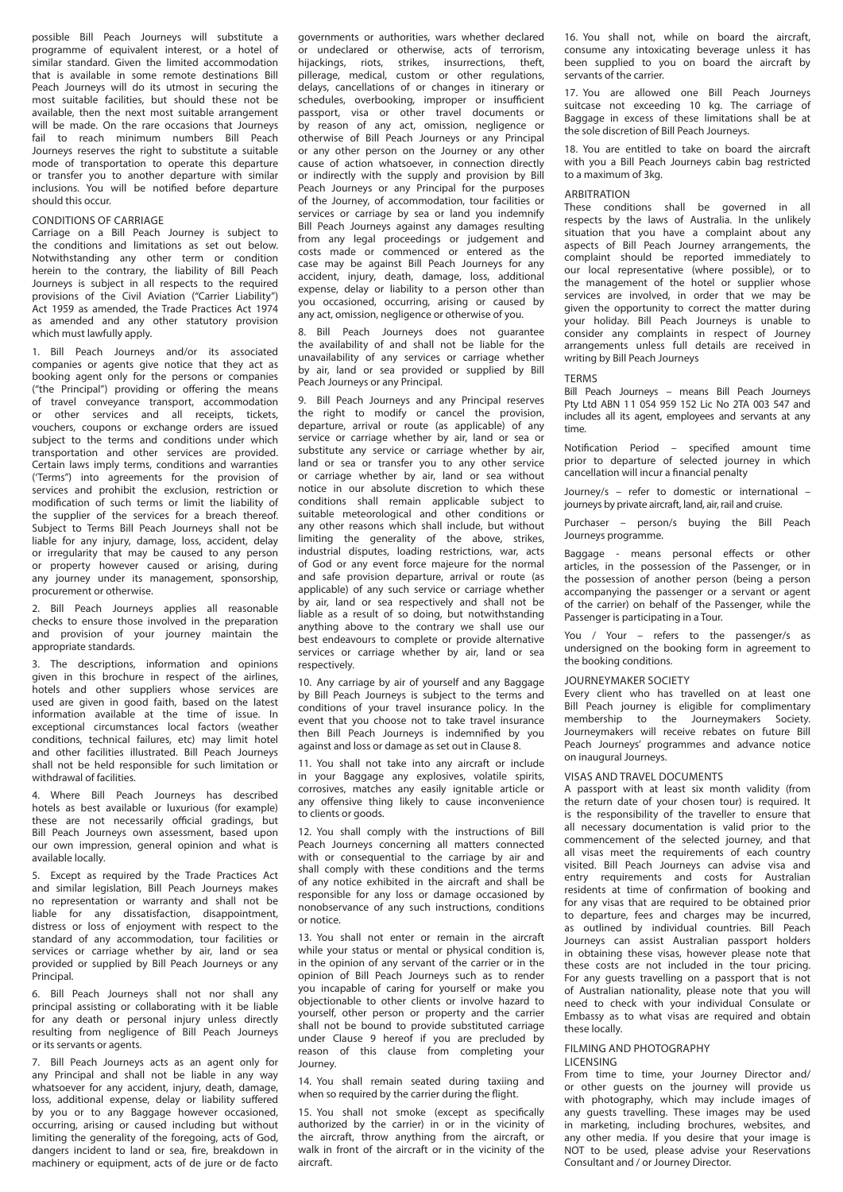possible Bill Peach Journeys will substitute a programme of equivalent interest, or a hotel of similar standard. Given the limited accommodation that is available in some remote destinations Bill Peach Journeys will do its utmost in securing the most suitable facilities, but should these not be available, then the next most suitable arrangement will be made. On the rare occasions that Journeys fail to reach minimum numbers Bill Peach Journeys reserves the right to substitute a suitable mode of transportation to operate this departure or transfer you to another departure with similar inclusions. You will be notified before departure should this occur.

## CONDITIONS OF CARRIAGE

Carriage on a Bill Peach Journey is subject to the conditions and limitations as set out below. Notwithstanding any other term or condition herein to the contrary, the liability of Bill Peach Journeys is subject in all respects to the required provisions of the Civil Aviation ("Carrier Liability") Act 1959 as amended, the Trade Practices Act 1974 as amended and any other statutory provision which must lawfully apply.

1. Bill Peach Journeys and/or its associated companies or agents give notice that they act as booking agent only for the persons or companies ("the Principal") providing or offering the means of travel conveyance transport, accommodation or other services and all receipts, tickets, vouchers, coupons or exchange orders are issued subject to the terms and conditions under which transportation and other services are provided. Certain laws imply terms, conditions and warranties ('Terms") into agreements for the provision of services and prohibit the exclusion, restriction or modification of such terms or limit the liability of the supplier of the services for a breach thereof. Subject to Terms Bill Peach Journeys shall not be liable for any injury, damage, loss, accident, delay or irregularity that may be caused to any person or property however caused or arising, during any journey under its management, sponsorship, procurement or otherwise.

2. Bill Peach Journeys applies all reasonable checks to ensure those involved in the preparation and provision of your journey maintain the appropriate standards.

3. The descriptions, information and opinions given in this brochure in respect of the airlines, hotels and other suppliers whose services are used are given in good faith, based on the latest information available at the time of issue. In exceptional circumstances local factors (weather conditions, technical failures, etc) may limit hotel and other facilities illustrated. Bill Peach Journeys shall not be held responsible for such limitation or withdrawal of facilities.

4. Where Bill Peach Journeys has described hotels as best available or luxurious (for example) these are not necessarily official gradings, but Bill Peach Journeys own assessment, based upon our own impression, general opinion and what is available locally.

5. Except as required by the Trade Practices Act and similar legislation, Bill Peach Journeys makes no representation or warranty and shall not be liable for any dissatisfaction, disappointment, distress or loss of enjoyment with respect to the standard of any accommodation, tour facilities or services or carriage whether by air, land or sea provided or supplied by Bill Peach Journeys or any Principal.

6. Bill Peach Journeys shall not nor shall any principal assisting or collaborating with it be liable for any death or personal injury unless directly resulting from negligence of Bill Peach Journeys or its servants or agents.

7. Bill Peach Journeys acts as an agent only for any Principal and shall not be liable in any way whatsoever for any accident, injury, death, damage, loss, additional expense, delay or liability suffered by you or to any Baggage however occasioned, occurring, arising or caused including but without limiting the generality of the foregoing, acts of God, dangers incident to land or sea, fire, breakdown in machinery or equipment, acts of de jure or de facto governments or authorities, wars whether declared or undeclared or otherwise, acts of terrorism, hijackings, riots, strikes, insurrections, theft, pillerage, medical, custom or other regulations, delays, cancellations of or changes in itinerary or schedules, overbooking, improper or insufficient passport, visa or other travel documents or by reason of any act, omission, negligence or otherwise of Bill Peach Journeys or any Principal or any other person on the Journey or any other cause of action whatsoever, in connection directly or indirectly with the supply and provision by Bill Peach Journeys or any Principal for the purposes of the Journey, of accommodation, tour facilities or services or carriage by sea or land you indemnify Bill Peach Journeys against any damages resulting from any legal proceedings or judgement and costs made or commenced or entered as the case may be against Bill Peach Journeys for any accident, injury, death, damage, loss, additional expense, delay or liability to a person other than you occasioned, occurring, arising or caused by any act, omission, negligence or otherwise of you.

8. Bill Peach Journeys does not guarantee the availability of and shall not be liable for the unavailability of any services or carriage whether by air, land or sea provided or supplied by Bill Peach Journeys or any Principal.

9. Bill Peach Journeys and any Principal reserves the right to modify or cancel the provision, departure, arrival or route (as applicable) of any service or carriage whether by air, land or sea or substitute any service or carriage whether by air, land or sea or transfer you to any other service or carriage whether by air, land or sea without notice in our absolute discretion to which these conditions shall remain applicable subject to suitable meteorological and other conditions or any other reasons which shall include, but without limiting the generality of the above, strikes, industrial disputes, loading restrictions, war, acts of God or any event force majeure for the normal and safe provision departure, arrival or route (as applicable) of any such service or carriage whether by air, land or sea respectively and shall not be liable as a result of so doing, but notwithstanding anything above to the contrary we shall use our best endeavours to complete or provide alternative services or carriage whether by air, land or sea respectively.

10. Any carriage by air of yourself and any Baggage by Bill Peach Journeys is subject to the terms and conditions of your travel insurance policy. In the event that you choose not to take travel insurance then Bill Peach Journeys is indemnified by you against and loss or damage as set out in Clause 8.

11. You shall not take into any aircraft or include in your Baggage any explosives, volatile spirits, corrosives, matches any easily ignitable article or any offensive thing likely to cause inconvenience to clients or goods.

12. You shall comply with the instructions of Bill Peach Journeys concerning all matters connected with or consequential to the carriage by air and shall comply with these conditions and the terms of any notice exhibited in the aircraft and shall be responsible for any loss or damage occasioned by nonobservance of any such instructions, conditions or notice.

13. You shall not enter or remain in the aircraft while your status or mental or physical condition is, in the opinion of any servant of the carrier or in the opinion of Bill Peach Journeys such as to render you incapable of caring for yourself or make you objectionable to other clients or involve hazard to yourself, other person or property and the carrier shall not be bound to provide substituted carriage under Clause 9 hereof if you are precluded by reason of this clause from completing your Journey.

14. You shall remain seated during taxiing and when so required by the carrier during the flight.

15. You shall not smoke (except as specifically authorized by the carrier) in or in the vicinity of the aircraft, throw anything from the aircraft, or walk in front of the aircraft or in the vicinity of the aircraft.

16. You shall not, while on board the aircraft, consume any intoxicating beverage unless it has been supplied to you on board the aircraft by servants of the carrier.

17. You are allowed one Bill Peach Journeys suitcase not exceeding 10 kg. The carriage of Baggage in excess of these limitations shall be at the sole discretion of Bill Peach Journeys.

18. You are entitled to take on board the aircraft with you a Bill Peach Journeys cabin bag restricted to a maximum of 3kg.

## ARBITRATION

These conditions shall be governed in all respects by the laws of Australia. In the unlikely situation that you have a complaint about any aspects of Bill Peach Journey arrangements, the complaint should be reported immediately to our local representative (where possible), or to the management of the hotel or supplier whose services are involved, in order that we may be given the opportunity to correct the matter during your holiday. Bill Peach Journeys is unable to consider any complaints in respect of Journey arrangements unless full details are received in writing by Bill Peach Journeys

## TERMS

Bill Peach Journeys – means Bill Peach Journeys Pty Ltd ABN 11 054 959 152 Lic No 2TA 003 547 and includes all its agent, employees and servants at any time.

Notification Period – specified amount time prior to departure of selected journey in which cancellation will incur a financial penalty

Journey/s – refer to domestic or international – journeys by private aircraft, land, air, rail and cruise.

Purchaser – person/s buying the Bill Peach Journeys programme.

Baggage - means personal effects or other articles, in the possession of the Passenger, or in the possession of another person (being a person accompanying the passenger or a servant or agent of the carrier) on behalf of the Passenger, while the Passenger is participating in a Tour.

You / Your – refers to the passenger/s as undersigned on the booking form in agreement to the booking conditions.

## JOURNEYMAKER SOCIETY

Every client who has travelled on at least one Bill Peach journey is eligible for complimentary membership to the Journeymakers Society. Journeymakers will receive rebates on future Bill Peach Journeys' programmes and advance notice on inaugural Journeys.

## VISAS AND TRAVEL DOCUMENTS

A passport with at least six month validity (from the return date of your chosen tour) is required. It is the responsibility of the traveller to ensure that all necessary documentation is valid prior to the commencement of the selected journey, and that all visas meet the requirements of each country visited. Bill Peach Journeys can advise visa and entry requirements and costs for Australian residents at time of confirmation of booking and for any visas that are required to be obtained prior to departure, fees and charges may be incurred, as outlined by individual countries. Bill Peach Journeys can assist Australian passport holders in obtaining these visas, however please note that these costs are not included in the tour pricing. For any guests travelling on a passport that is not of Australian nationality, please note that you will need to check with your individual Consulate or Embassy as to what visas are required and obtain these locally.

## FILMING AND PHOTOGRAPHY LICENSING

From time to time, your Journey Director and/or other guests on the journey will provide us with photography, which may include images of any guests travelling. These images may be used in marketing, including brochures, websites, and any other media. If you desire that your image is NOT to be used, please advise your Reservations Consultant and / or Journey Director.